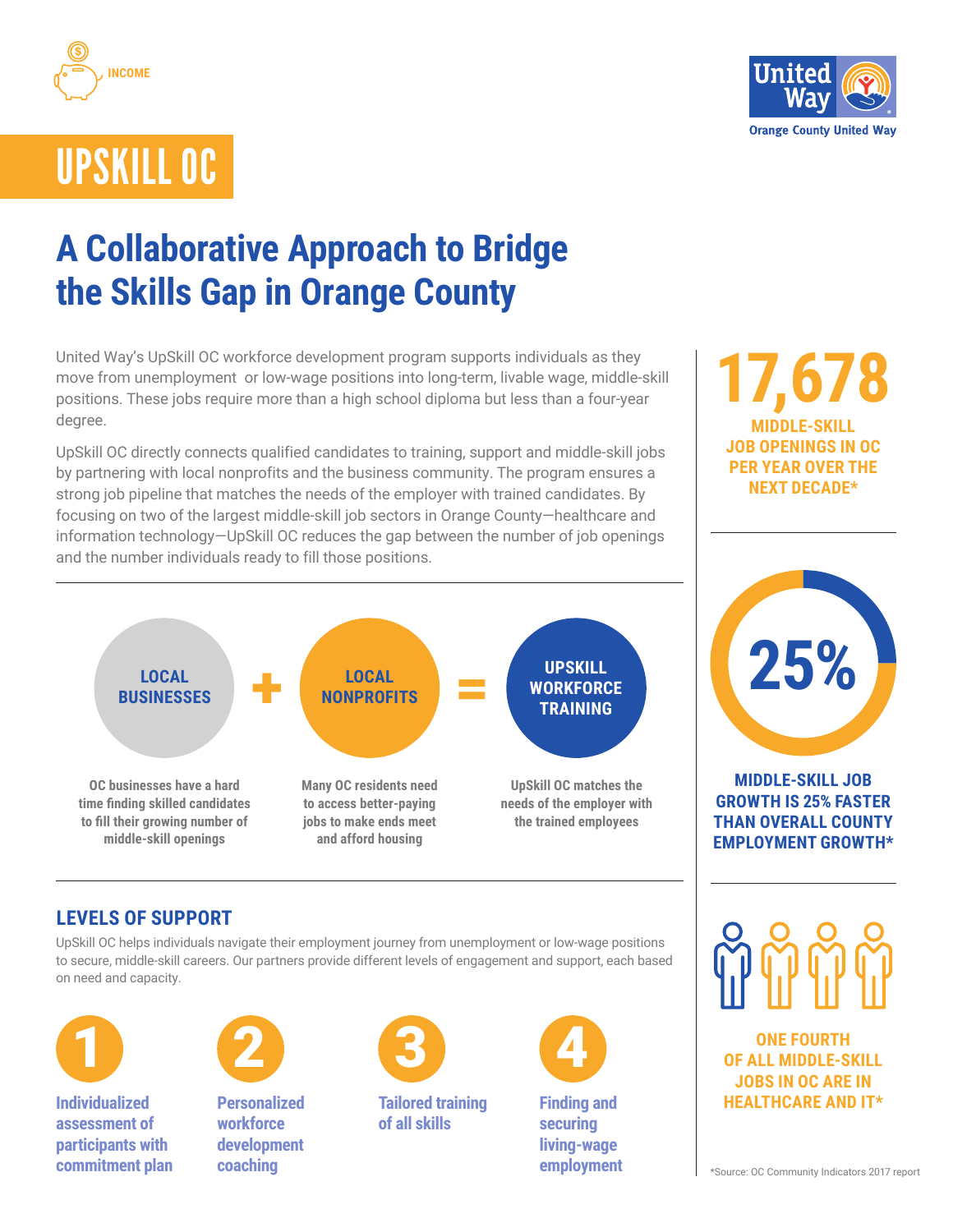INCOME

# UPSKILL OC

Orange County United Way

## A Collaborative Approach to Bridge the Skills Gap in Orange County

United Way's UpSkill OC workforce development program supports individuals as they move from unemployment or low-wage positions into long-term, livable wage, middle-skill positions. These jobs require more than a high school diploma but less than a four-year degree.

UpSkill OC directly connects qualified candidates to training, support and middle-skill jobs by partnering with local nonprofits and the business community. The program ensures a strong job pipeline that matches the needs of the employer with trained candidates. By focusing on two of the largest middle-skill job sectors in Orange County—healthcare and information technology—UpSkill OC reduces the gap between the number of job openings and the number individuals ready to fill those positions.

**LOCAL BUSINESSES** + **LOCAL NONPROFITS** = **UPSKILL WORKFORCE TRAINING**

**LOCAL BUSINESSES:** OC businesses have a hard time finding skilled candidates to fill their growing number of middle-skill openings

**LOCAL NONPROFITS:** Many OC residents need to access better-paying jobs to make ends meet and afford housing

**UPSKILL WORKFORCE TRAINING:** UpSkill OC matches the needs of the employer with the trained employees

### LEVELS OF SUPPORT

UpSkill OC helps individuals navigate their employment journey from unemployment or low-wage positions to secure, middle-skill careers. Our partners provide different levels of engagement and support, each based on need and capacity.

1. Individualized assessment of participants with commitment plan
2. Personalized workforce development coaching
3. Tailored training of all skills
4. Finding and securing living-wage employment

**17,678**

**MIDDLE-SKILL JOB OPENINGS IN OC PER YEAR OVER THE NEXT DECADE***

**25%**

**MIDDLE-SKILL JOB GROWTH IS 25% FASTER THAN OVERALL COUNTY EMPLOYMENT GROWTH***

**ONE FOURTH OF ALL MIDDLE-SKILL JOBS IN OC ARE IN HEALTHCARE AND IT***

*Source: OC Community Indicators 2017 report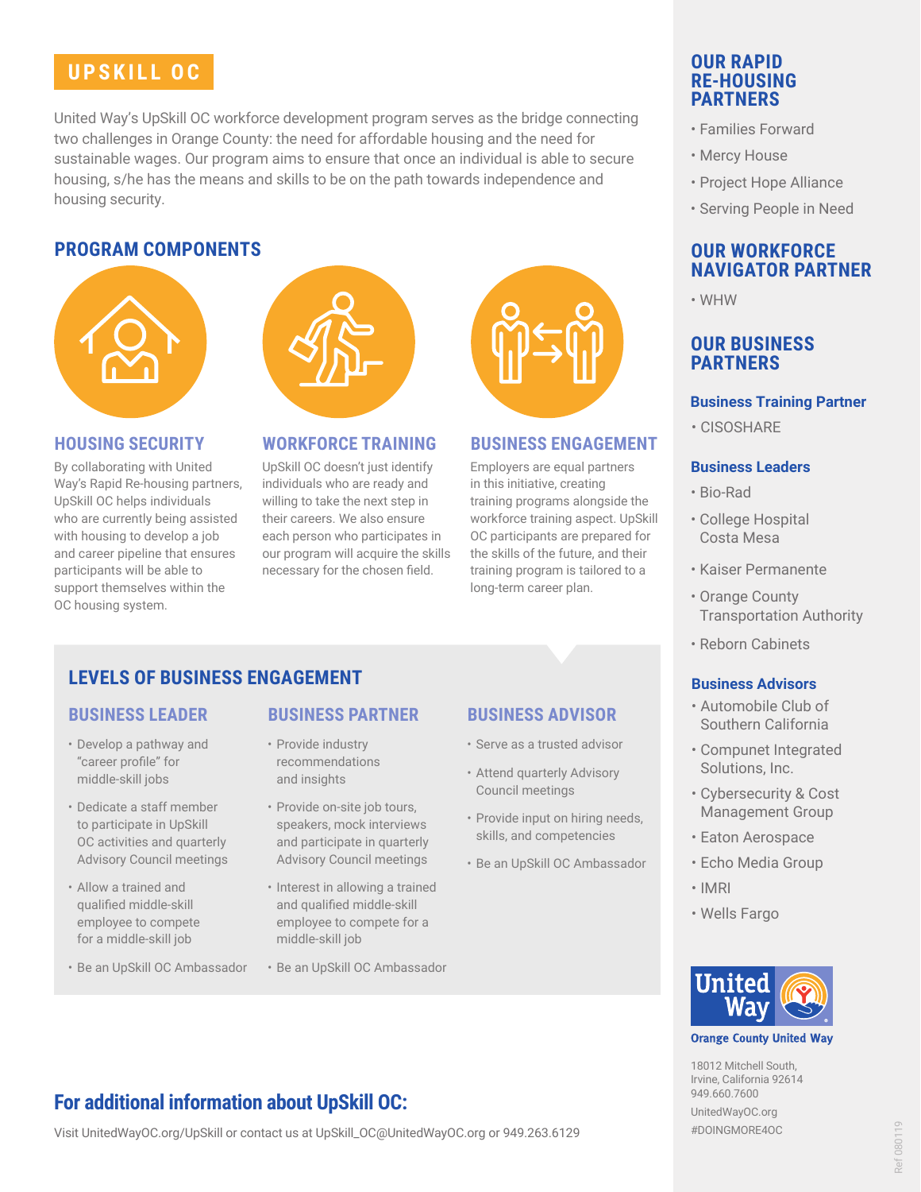# UPSKILL OC

United Way's UpSkill OC workforce development program serves as the bridge connecting two challenges in Orange County: the need for affordable housing and the need for sustainable wages. Our program aims to ensure that once an individual is able to secure housing, s/he has the means and skills to be on the path towards independence and housing security.

## PROGRAM COMPONENTS

### HOUSING SECURITY

By collaborating with United Way's Rapid Re-housing partners, UpSkill OC helps individuals who are currently being assisted with housing to develop a job and career pipeline that ensures participants will be able to support themselves within the OC housing system.

### WORKFORCE TRAINING

UpSkill OC doesn't just identify individuals who are ready and willing to take the next step in their careers. We also ensure each person who participates in our program will acquire the skills necessary for the chosen field.

### BUSINESS ENGAGEMENT

Employers are equal partners in this initiative, creating training programs alongside the workforce training aspect. UpSkill OC participants are prepared for the skills of the future, and their training program is tailored to a long-term career plan.

## LEVELS OF BUSINESS ENGAGEMENT

### BUSINESS LEADER

- Develop a pathway and "career profile" for middle-skill jobs
- Dedicate a staff member to participate in UpSkill OC activities and quarterly Advisory Council meetings
- Allow a trained and qualified middle-skill employee to compete for a middle-skill job
- Be an UpSkill OC Ambassador

### BUSINESS PARTNER

- Provide industry recommendations and insights
- Provide on-site job tours, speakers, mock interviews and participate in quarterly Advisory Council meetings
- Interest in allowing a trained and qualified middle-skill employee to compete for a middle-skill job
- Be an UpSkill OC Ambassador

### BUSINESS ADVISOR

- Serve as a trusted advisor
- Attend quarterly Advisory Council meetings
- Provide input on hiring needs, skills, and competencies
- Be an UpSkill OC Ambassador

## For additional information about UpSkill OC:

Visit UnitedWayOC.org/UpSkill or contact us at UpSkill_OC@UnitedWayOC.org or 949.263.6129

## OUR RAPID RE-HOUSING PARTNERS

- Families Forward
- Mercy House
- Project Hope Alliance
- Serving People in Need

## OUR WORKFORCE NAVIGATOR PARTNER

- WHW

## OUR BUSINESS PARTNERS

### Business Training Partner

- CISOSHARE

### Business Leaders

- Bio-Rad
- College Hospital Costa Mesa
- Kaiser Permanente
- Orange County Transportation Authority
- Reborn Cabinets

### Business Advisors

- Automobile Club of Southern California
- Compunet Integrated Solutions, Inc.
- Cybersecurity & Cost Management Group
- Eaton Aerospace
- Echo Media Group
- IMRI
- Wells Fargo

United Way

Orange County United Way

18012 Mitchell South,
Irvine, California 92614
949.660.7600

UnitedWayOC.org

#DOINGMORE4OC

Ref 080119